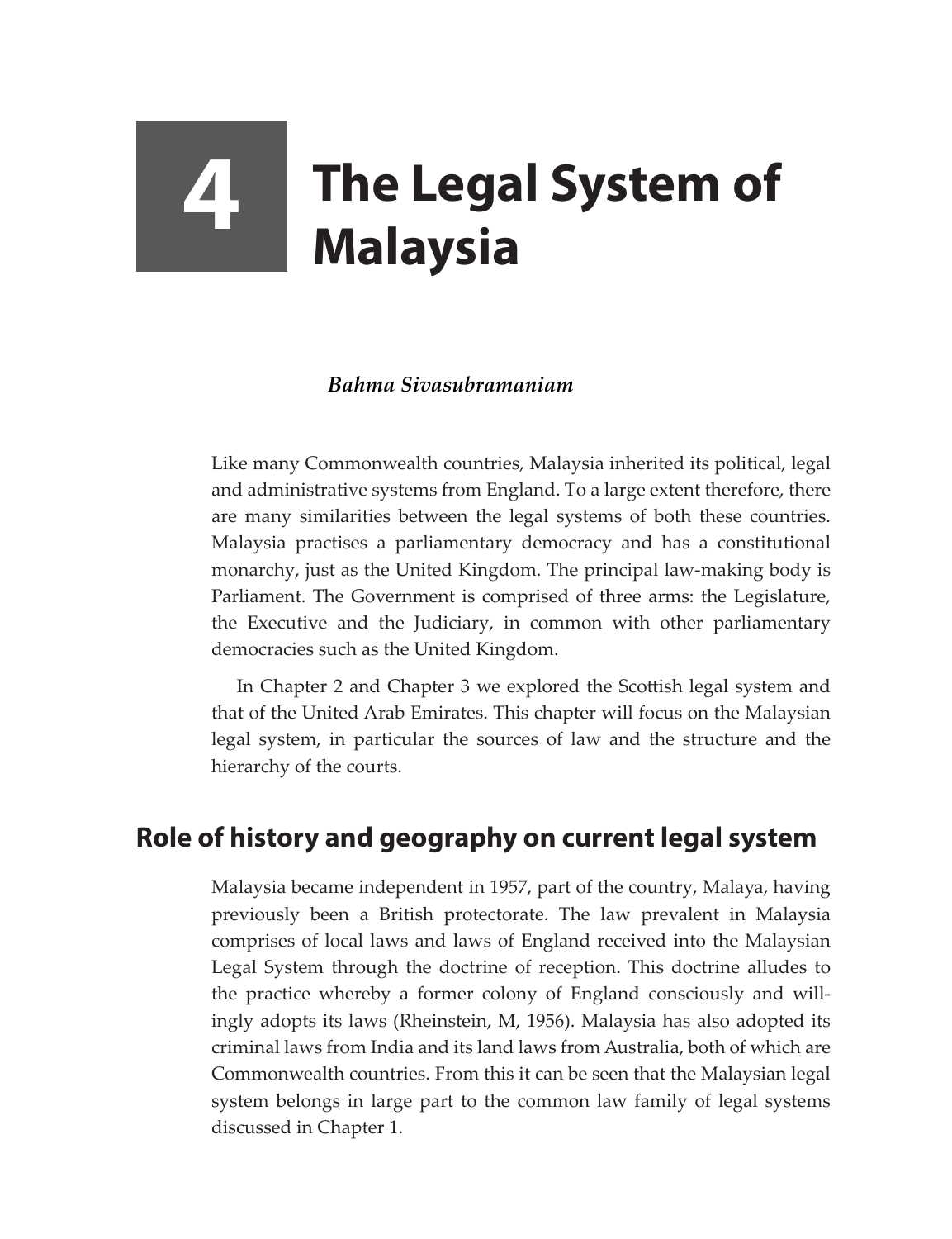# 4 The Legal System of Malaysia

*Bahma Sivasubramaniam*

Like many Commonwealth countries, Malaysia inherited its political, legal and administrative systems from England. To a large extent therefore, there are many similarities between the legal systems of both these countries. Malaysia practises a parliamentary democracy and has a constitutional monarchy, just as the United Kingdom. The principal law-making body is Parliament. The Government is comprised of three arms: the Legislature, the Executive and the Judiciary, in common with other parliamentary democracies such as the United Kingdom.

In Chapter 2 and Chapter 3 we explored the Scottish legal system and that of the United Arab Emirates. This chapter will focus on the Malaysian legal system, in particular the sources of law and the structure and the hierarchy of the courts.

## Role of history and geography on current legal system

Malaysia became independent in 1957, part of the country, Malaya, having previously been a British protectorate. The law prevalent in Malaysia comprises of local laws and laws of England received into the Malaysian Legal System through the doctrine of reception. This doctrine alludes to the practice whereby a former colony of England consciously and willingly adopts its laws (Rheinstein, M, 1956). Malaysia has also adopted its criminal laws from India and its land laws from Australia, both of which are Commonwealth countries. From this it can be seen that the Malaysian legal system belongs in large part to the common law family of legal systems discussed in Chapter 1.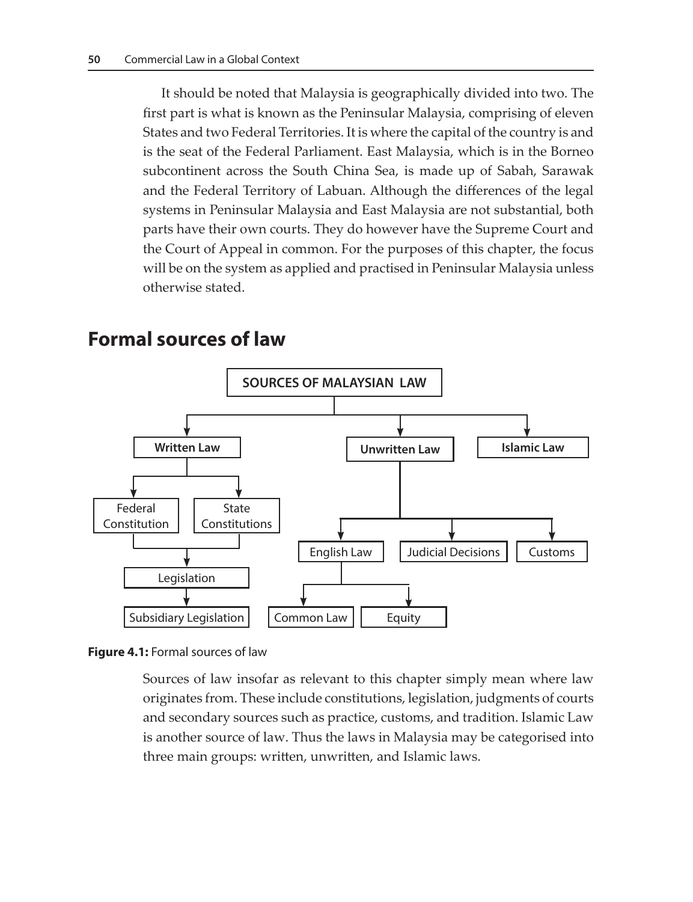It should be noted that Malaysia is geographically divided into two. The first part is what is known as the Peninsular Malaysia, comprising of eleven States and two Federal Territories. It is where the capital of the country is and is the seat of the Federal Parliament. East Malaysia, which is in the Borneo subcontinent across the South China Sea, is made up of Sabah, Sarawak and the Federal Territory of Labuan. Although the differences of the legal systems in Peninsular Malaysia and East Malaysia are not substantial, both parts have their own courts. They do however have the Supreme Court and the Court of Appeal in common. For the purposes of this chapter, the focus will be on the system as applied and practised in Peninsular Malaysia unless otherwise stated.

## Formal sources of law

**SOURCES OF MALAYSIAN LAW**

- **Written Law**
  - Federal Constitution
  - State Constitutions
    - Legislation
      - Subsidiary Legislation
- **Unwritten Law**
  - English Law
    - Common Law
    - Equity
  - Judicial Decisions
  - Customs
- **Islamic Law**

**Figure 4.1:** Formal sources of law

Sources of law insofar as relevant to this chapter simply mean where law originates from. These include constitutions, legislation, judgments of courts and secondary sources such as practice, customs, and tradition. Islamic Law is another source of law. Thus the laws in Malaysia may be categorised into three main groups: written, unwritten, and Islamic laws.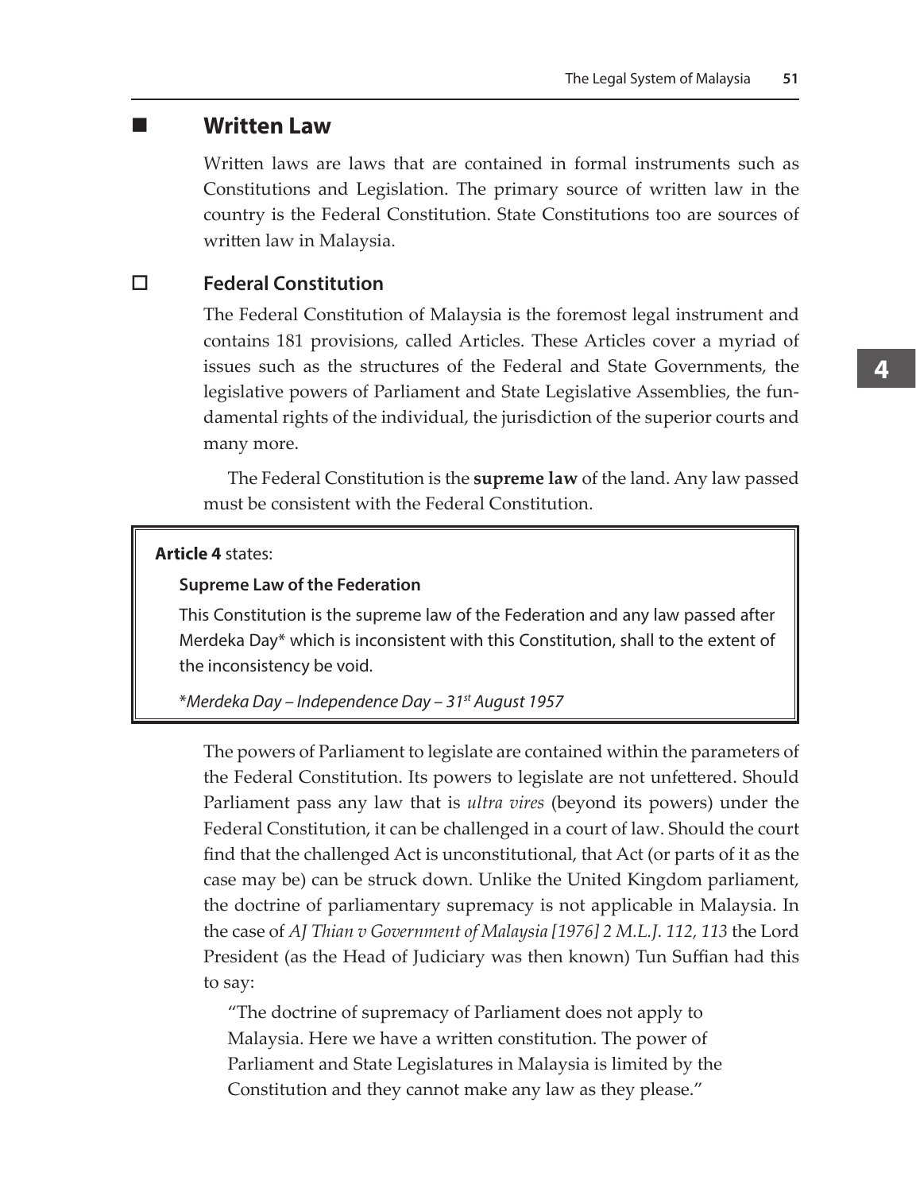## Written Law

Written laws are laws that are contained in formal instruments such as Constitutions and Legislation. The primary source of written law in the country is the Federal Constitution. State Constitutions too are sources of written law in Malaysia.

### Federal Constitution

The Federal Constitution of Malaysia is the foremost legal instrument and contains 181 provisions, called Articles. These Articles cover a myriad of issues such as the structures of the Federal and State Governments, the legislative powers of Parliament and State Legislative Assemblies, the fundamental rights of the individual, the jurisdiction of the superior courts and many more.

The Federal Constitution is the **supreme law** of the land. Any law passed must be consistent with the Federal Constitution.

> **Article 4** states:
>
> **Supreme Law of the Federation**
>
> This Constitution is the supreme law of the Federation and any law passed after Merdeka Day* which is inconsistent with this Constitution, shall to the extent of the inconsistency be void.
>
> **Merdeka Day – Independence Day – 31st August 1957*

The powers of Parliament to legislate are contained within the parameters of the Federal Constitution. Its powers to legislate are not unfettered. Should Parliament pass any law that is *ultra vires* (beyond its powers) under the Federal Constitution, it can be challenged in a court of law. Should the court find that the challenged Act is unconstitutional, that Act (or parts of it as the case may be) can be struck down. Unlike the United Kingdom parliament, the doctrine of parliamentary supremacy is not applicable in Malaysia. In the case of *AJ Thian v Government of Malaysia [1976] 2 M.L.J. 112, 113* the Lord President (as the Head of Judiciary was then known) Tun Suffian had this to say:

> "The doctrine of supremacy of Parliament does not apply to Malaysia. Here we have a written constitution. The power of Parliament and State Legislatures in Malaysia is limited by the Constitution and they cannot make any law as they please."